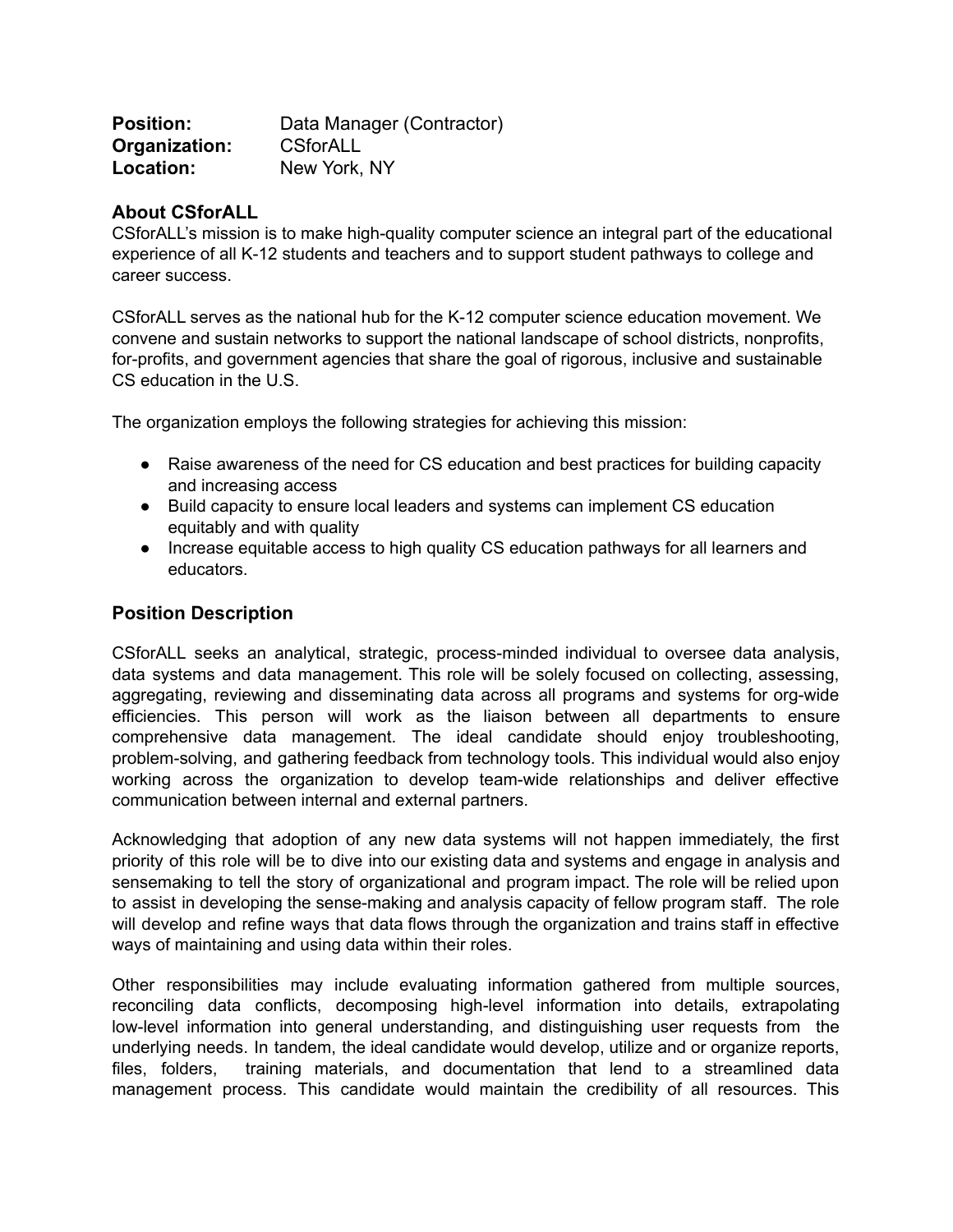**Position:** Data Manager (Contractor)
**Organization:** CSforALL
**Location:** New York, NY

## About CSforALL

CSforALL's mission is to make high-quality computer science an integral part of the educational experience of all K-12 students and teachers and to support student pathways to college and career success.

CSforALL serves as the national hub for the K-12 computer science education movement. We convene and sustain networks to support the national landscape of school districts, nonprofits, for-profits, and government agencies that share the goal of rigorous, inclusive and sustainable CS education in the U.S.

The organization employs the following strategies for achieving this mission:

- Raise awareness of the need for CS education and best practices for building capacity and increasing access
- Build capacity to ensure local leaders and systems can implement CS education equitably and with quality
- Increase equitable access to high quality CS education pathways for all learners and educators.

## Position Description

CSforALL seeks an analytical, strategic, process-minded individual to oversee data analysis, data systems and data management. This role will be solely focused on collecting, assessing, aggregating, reviewing and disseminating data across all programs and systems for org-wide efficiencies. This person will work as the liaison between all departments to ensure comprehensive data management. The ideal candidate should enjoy troubleshooting, problem-solving, and gathering feedback from technology tools. This individual would also enjoy working across the organization to develop team-wide relationships and deliver effective communication between internal and external partners.

Acknowledging that adoption of any new data systems will not happen immediately, the first priority of this role will be to dive into our existing data and systems and engage in analysis and sensemaking to tell the story of organizational and program impact. The role will be relied upon to assist in developing the sense-making and analysis capacity of fellow program staff. The role will develop and refine ways that data flows through the organization and trains staff in effective ways of maintaining and using data within their roles.

Other responsibilities may include evaluating information gathered from multiple sources, reconciling data conflicts, decomposing high-level information into details, extrapolating low-level information into general understanding, and distinguishing user requests from the underlying needs. In tandem, the ideal candidate would develop, utilize and or organize reports, files, folders, training materials, and documentation that lend to a streamlined data management process. This candidate would maintain the credibility of all resources. This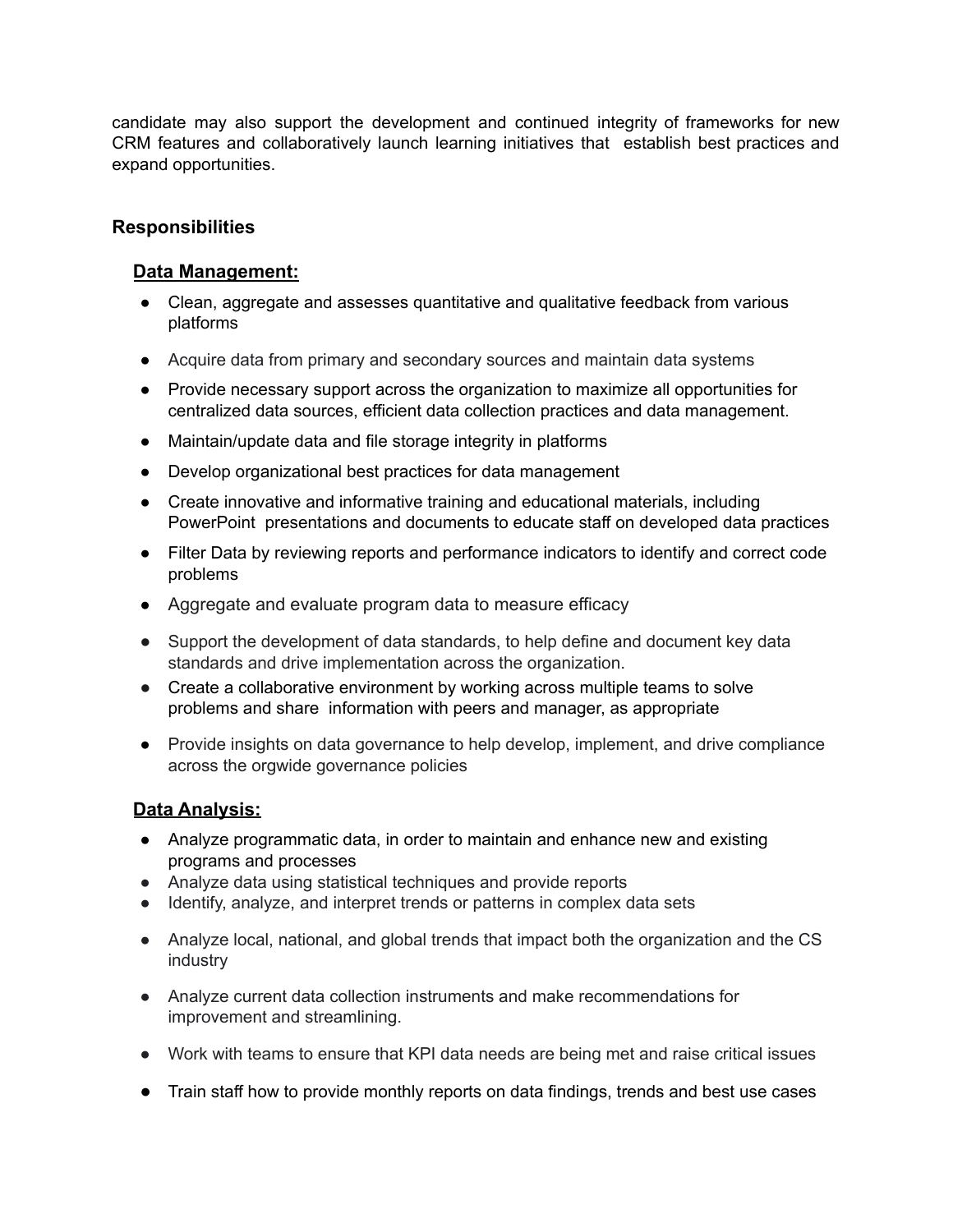candidate may also support the development and continued integrity of frameworks for new CRM features and collaboratively launch learning initiatives that establish best practices and expand opportunities.

## Responsibilities

### Data Management:

- Clean, aggregate and assesses quantitative and qualitative feedback from various platforms
- Acquire data from primary and secondary sources and maintain data systems
- Provide necessary support across the organization to maximize all opportunities for centralized data sources, efficient data collection practices and data management.
- Maintain/update data and file storage integrity in platforms
- Develop organizational best practices for data management
- Create innovative and informative training and educational materials, including PowerPoint presentations and documents to educate staff on developed data practices
- Filter Data by reviewing reports and performance indicators to identify and correct code problems
- Aggregate and evaluate program data to measure efficacy
- Support the development of data standards, to help define and document key data standards and drive implementation across the organization.
- Create a collaborative environment by working across multiple teams to solve problems and share information with peers and manager, as appropriate
- Provide insights on data governance to help develop, implement, and drive compliance across the orgwide governance policies

### Data Analysis:

- Analyze programmatic data, in order to maintain and enhance new and existing programs and processes
- Analyze data using statistical techniques and provide reports
- Identify, analyze, and interpret trends or patterns in complex data sets
- Analyze local, national, and global trends that impact both the organization and the CS industry
- Analyze current data collection instruments and make recommendations for improvement and streamlining.
- Work with teams to ensure that KPI data needs are being met and raise critical issues
- Train staff how to provide monthly reports on data findings, trends and best use cases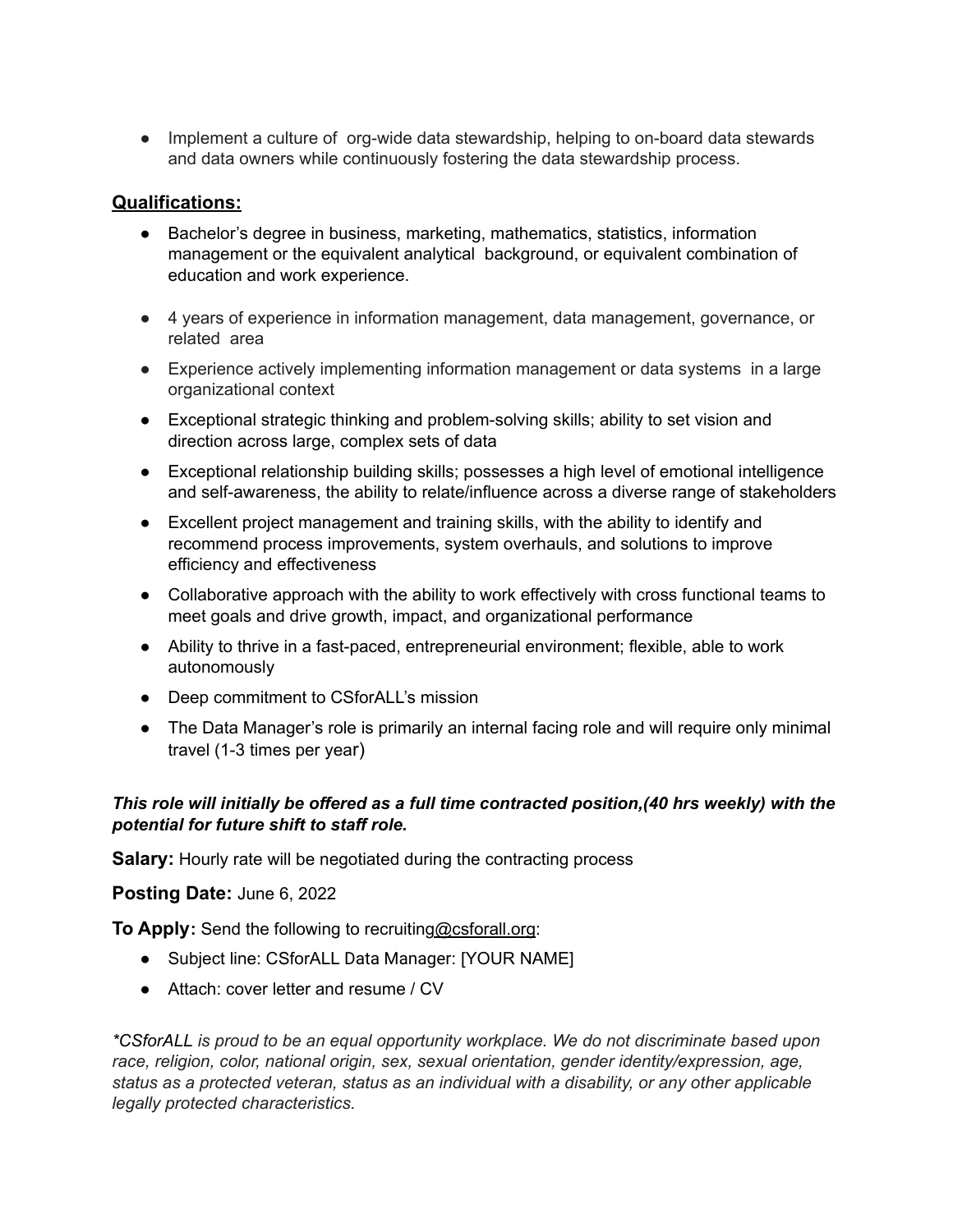- Implement a culture of org-wide data stewardship, helping to on-board data stewards and data owners while continuously fostering the data stewardship process.

## Qualifications:

- Bachelor's degree in business, marketing, mathematics, statistics, information management or the equivalent analytical background, or equivalent combination of education and work experience.
- 4 years of experience in information management, data management, governance, or related area
- Experience actively implementing information management or data systems in a large organizational context
- Exceptional strategic thinking and problem-solving skills; ability to set vision and direction across large, complex sets of data
- Exceptional relationship building skills; possesses a high level of emotional intelligence and self-awareness, the ability to relate/influence across a diverse range of stakeholders
- Excellent project management and training skills, with the ability to identify and recommend process improvements, system overhauls, and solutions to improve efficiency and effectiveness
- Collaborative approach with the ability to work effectively with cross functional teams to meet goals and drive growth, impact, and organizational performance
- Ability to thrive in a fast-paced, entrepreneurial environment; flexible, able to work autonomously
- Deep commitment to CSforALL's mission
- The Data Manager's role is primarily an internal facing role and will require only minimal travel (1-3 times per year)

***This role will initially be offered as a full time contracted position,(40 hrs weekly) with the potential for future shift to staff role.***

**Salary:** Hourly rate will be negotiated during the contracting process

**Posting Date:** June 6, 2022

**To Apply:** Send the following to recruiting@csforall.org:

- Subject line: CSforALL Data Manager: [YOUR NAME]
- Attach: cover letter and resume / CV

*\*CSforALL is proud to be an equal opportunity workplace. We do not discriminate based upon race, religion, color, national origin, sex, sexual orientation, gender identity/expression, age, status as a protected veteran, status as an individual with a disability, or any other applicable legally protected characteristics.*